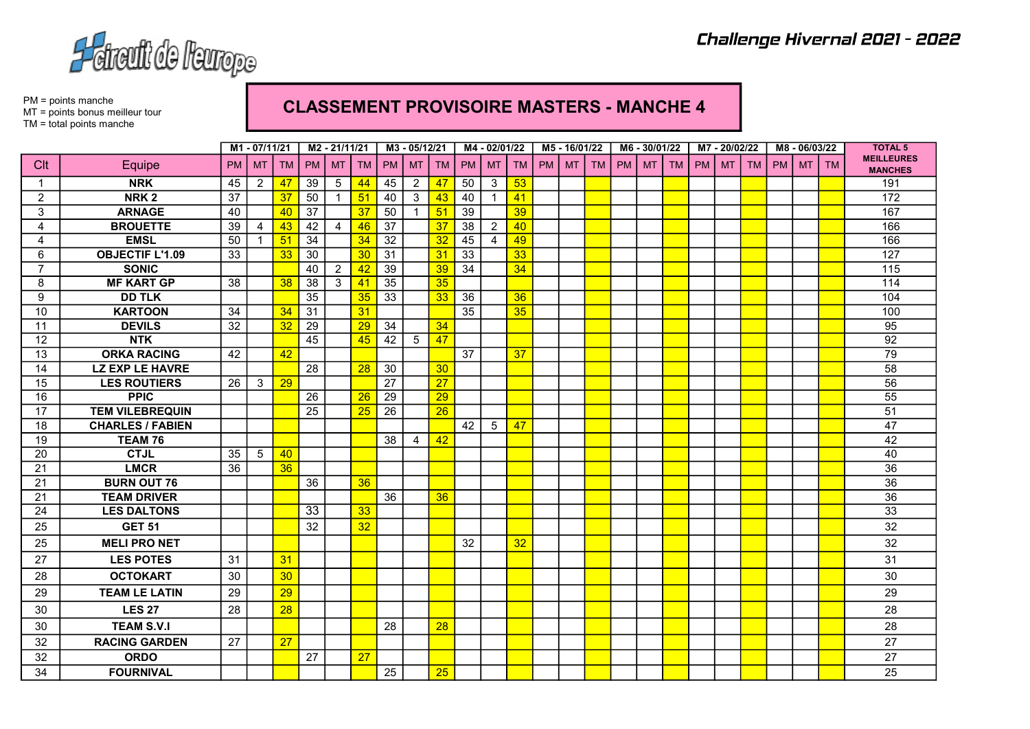Challenge Hivernal 2021 - 2022

PM = points manche
MT = points bonus meilleur tour
TM = total points manche

## CLASSEMENT PROVISOIRE MASTERS - MANCHE 4

| | | M1 - 07/11/21 | | | M2 - 21/11/21 | | | M3 - 05/12/21 | | | M4 - 02/01/22 | | | M5 - 16/01/22 | | | M6 - 30/01/22 | | | M7 - 20/02/22 | | | M8 - 06/03/22 | | | TOTAL 5 MEILLEURES MANCHES |
|---|---|---|---|---|---|---|---|---|---|---|---|---|---|---|---|---|---|---|---|---|---|---|---|---|---|---|
| Clt | Equipe | PM | MT | TM | PM | MT | TM | PM | MT | TM | PM | MT | TM | PM | MT | TM | PM | MT | TM | PM | MT | TM | PM | MT | TM | |
| 1 | NRK | 45 | 2 | 47 | 39 | 5 | 44 | 45 | 2 | 47 | 50 | 3 | 53 | | | | | | | | | | | | | 191 |
| 2 | NRK 2 | 37 | | 37 | 50 | 1 | 51 | 40 | 3 | 43 | 40 | 1 | 41 | | | | | | | | | | | | | 172 |
| 3 | ARNAGE | 40 | | 40 | 37 | | 37 | 50 | 1 | 51 | 39 | | 39 | | | | | | | | | | | | | 167 |
| 4 | BROUETTE | 39 | 4 | 43 | 42 | 4 | 46 | 37 | | 37 | 38 | 2 | 40 | | | | | | | | | | | | | 166 |
| 4 | EMSL | 50 | 1 | 51 | 34 | | 34 | 32 | | 32 | 45 | 4 | 49 | | | | | | | | | | | | | 166 |
| 6 | OBJECTIF L'1.09 | 33 | | 33 | 30 | | 30 | 31 | | 31 | 33 | | 33 | | | | | | | | | | | | | 127 |
| 7 | SONIC | | | | 40 | 2 | 42 | 39 | | 39 | 34 | | 34 | | | | | | | | | | | | | 115 |
| 8 | MF KART GP | 38 | | 38 | 38 | 3 | 41 | 35 | | 35 | | | | | | | | | | | | | | | | 114 |
| 9 | DD TLK | | | | 35 | | 35 | 33 | | 33 | 36 | | 36 | | | | | | | | | | | | | 104 |
| 10 | KARTOON | 34 | | 34 | 31 | | 31 | | | | 35 | | 35 | | | | | | | | | | | | | 100 |
| 11 | DEVILS | 32 | | 32 | 29 | | 29 | 34 | | 34 | | | | | | | | | | | | | | | | 95 |
| 12 | NTK | | | | 45 | | 45 | 42 | 5 | 47 | | | | | | | | | | | | | | | | 92 |
| 13 | ORKA RACING | 42 | | 42 | | | | | | | 37 | | 37 | | | | | | | | | | | | | 79 |
| 14 | LZ EXP LE HAVRE | | | | 28 | | 28 | 30 | | 30 | | | | | | | | | | | | | | | | 58 |
| 15 | LES ROUTIERS | 26 | 3 | 29 | | | | 27 | | 27 | | | | | | | | | | | | | | | | 56 |
| 16 | PPIC | | | | 26 | | 26 | 29 | | 29 | | | | | | | | | | | | | | | | 55 |
| 17 | TEM VILEBREQUIN | | | | 25 | | 25 | 26 | | 26 | | | | | | | | | | | | | | | | 51 |
| 18 | CHARLES / FABIEN | | | | | | | | | | 42 | 5 | 47 | | | | | | | | | | | | | 47 |
| 19 | TEAM 76 | | | | | | | 38 | 4 | 42 | | | | | | | | | | | | | | | | 42 |
| 20 | CTJL | 35 | 5 | 40 | | | | | | | | | | | | | | | | | | | | | | 40 |
| 21 | LMCR | 36 | | 36 | | | | | | | | | | | | | | | | | | | | | | 36 |
| 21 | BURN OUT 76 | | | | 36 | | 36 | | | | | | | | | | | | | | | | | | | 36 |
| 21 | TEAM DRIVER | | | | | | | 36 | | 36 | | | | | | | | | | | | | | | | 36 |
| 24 | LES DALTONS | | | | 33 | | 33 | | | | | | | | | | | | | | | | | | | 33 |
| 25 | GET 51 | | | | 32 | | 32 | | | | | | | | | | | | | | | | | | | 32 |
| 25 | MELI PRO NET | | | | | | | | | | 32 | | 32 | | | | | | | | | | | | | 32 |
| 27 | LES POTES | 31 | | 31 | | | | | | | | | | | | | | | | | | | | | | 31 |
| 28 | OCTOKART | 30 | | 30 | | | | | | | | | | | | | | | | | | | | | | 30 |
| 29 | TEAM LE LATIN | 29 | | 29 | | | | | | | | | | | | | | | | | | | | | | 29 |
| 30 | LES 27 | 28 | | 28 | | | | | | | | | | | | | | | | | | | | | | 28 |
| 30 | TEAM S.V.I | | | | | | | 28 | | 28 | | | | | | | | | | | | | | | | 28 |
| 32 | RACING GARDEN | 27 | | 27 | | | | | | | | | | | | | | | | | | | | | | 27 |
| 32 | ORDO | | | | 27 | | 27 | | | | | | | | | | | | | | | | | | | 27 |
| 34 | FOURNIVAL | | | | | | | 25 | | 25 | | | | | | | | | | | | | | | | 25 |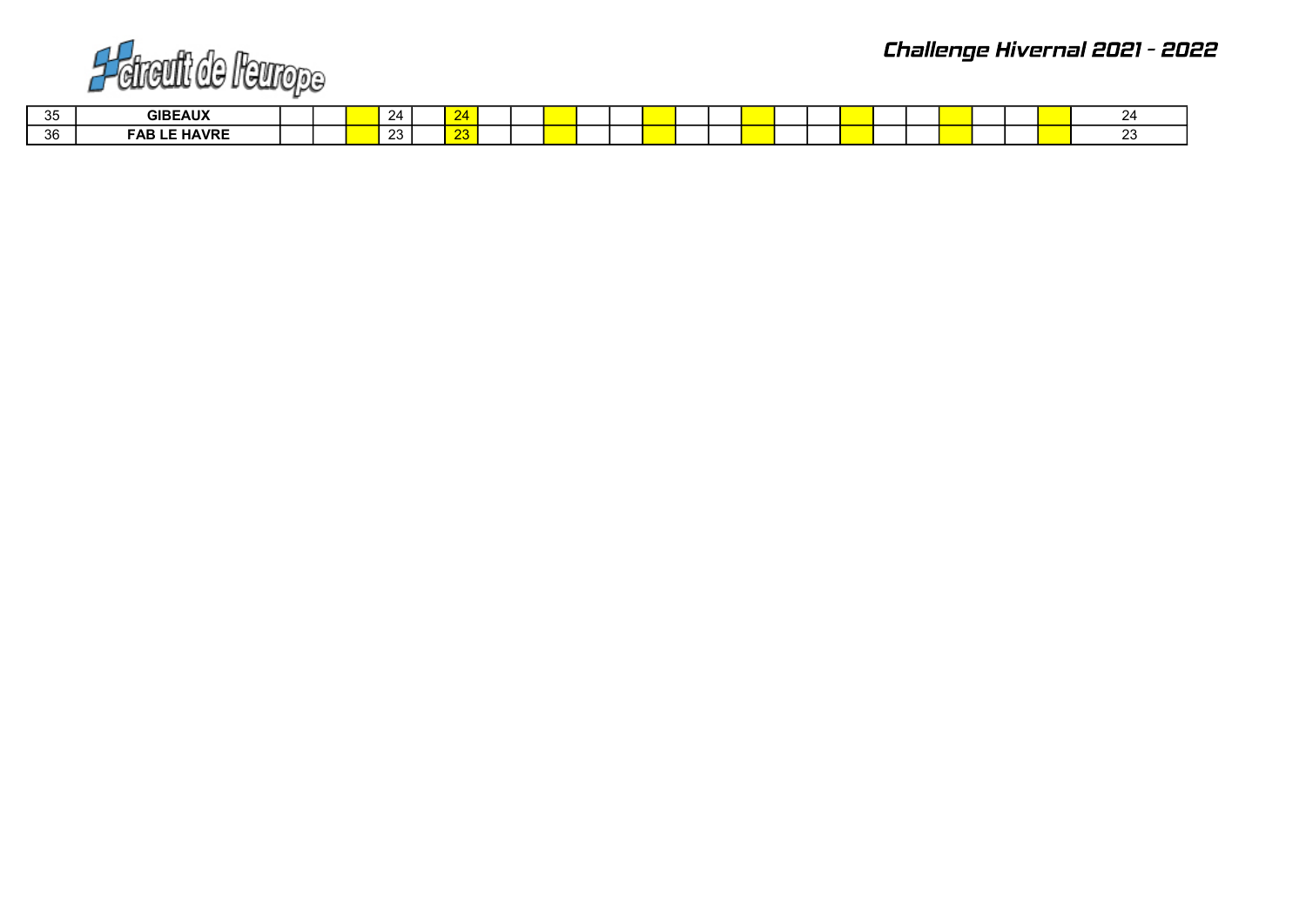| | | | | | | | | | | | | | | | | | | | | | | | | | | |
|---|---|---|---|---|---|---|---|---|---|---|---|---|---|---|---|---|---|---|---|---|---|---|---|---|---|---|
| 35 | **GIBEAUX** | | | | 24 | | 24 | | | | | | | | | | | | | | | | | | | 24 |
| 36 | **FAB LE HAVRE** | | | | 23 | | 23 | | | | | | | | | | | | | | | | | | | 23 |